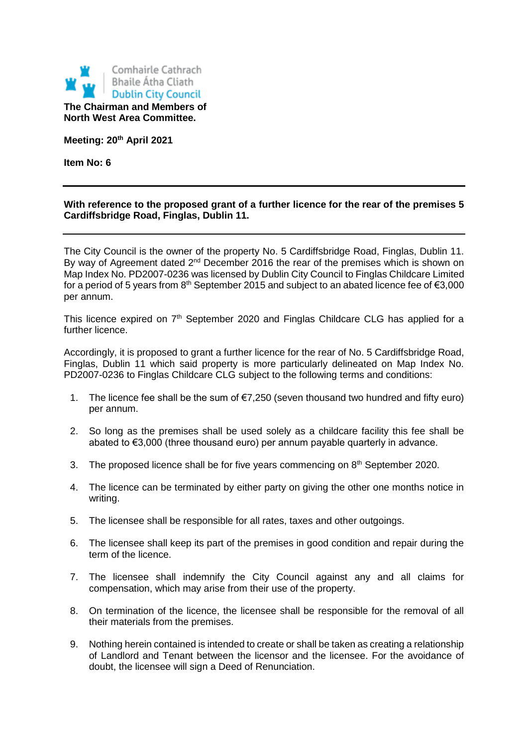Comhairle Cathrach Bhaile Átha Cliath
Dublin City Council

**The Chairman and Members of North West Area Committee.**

**Meeting: 20th April 2021**

**Item No: 6**

---

**With reference to the proposed grant of a further licence for the rear of the premises 5 Cardiffsbridge Road, Finglas, Dublin 11.**

---

The City Council is the owner of the property No. 5 Cardiffsbridge Road, Finglas, Dublin 11. By way of Agreement dated 2nd December 2016 the rear of the premises which is shown on Map Index No. PD2007-0236 was licensed by Dublin City Council to Finglas Childcare Limited for a period of 5 years from 8th September 2015 and subject to an abated licence fee of €3,000 per annum.

This licence expired on 7th September 2020 and Finglas Childcare CLG has applied for a further licence.

Accordingly, it is proposed to grant a further licence for the rear of No. 5 Cardiffsbridge Road, Finglas, Dublin 11 which said property is more particularly delineated on Map Index No. PD2007-0236 to Finglas Childcare CLG subject to the following terms and conditions:

1. The licence fee shall be the sum of €7,250 (seven thousand two hundred and fifty euro) per annum.

2. So long as the premises shall be used solely as a childcare facility this fee shall be abated to €3,000 (three thousand euro) per annum payable quarterly in advance.

3. The proposed licence shall be for five years commencing on 8th September 2020.

4. The licence can be terminated by either party on giving the other one months notice in writing.

5. The licensee shall be responsible for all rates, taxes and other outgoings.

6. The licensee shall keep its part of the premises in good condition and repair during the term of the licence.

7. The licensee shall indemnify the City Council against any and all claims for compensation, which may arise from their use of the property.

8. On termination of the licence, the licensee shall be responsible for the removal of all their materials from the premises.

9. Nothing herein contained is intended to create or shall be taken as creating a relationship of Landlord and Tenant between the licensor and the licensee. For the avoidance of doubt, the licensee will sign a Deed of Renunciation.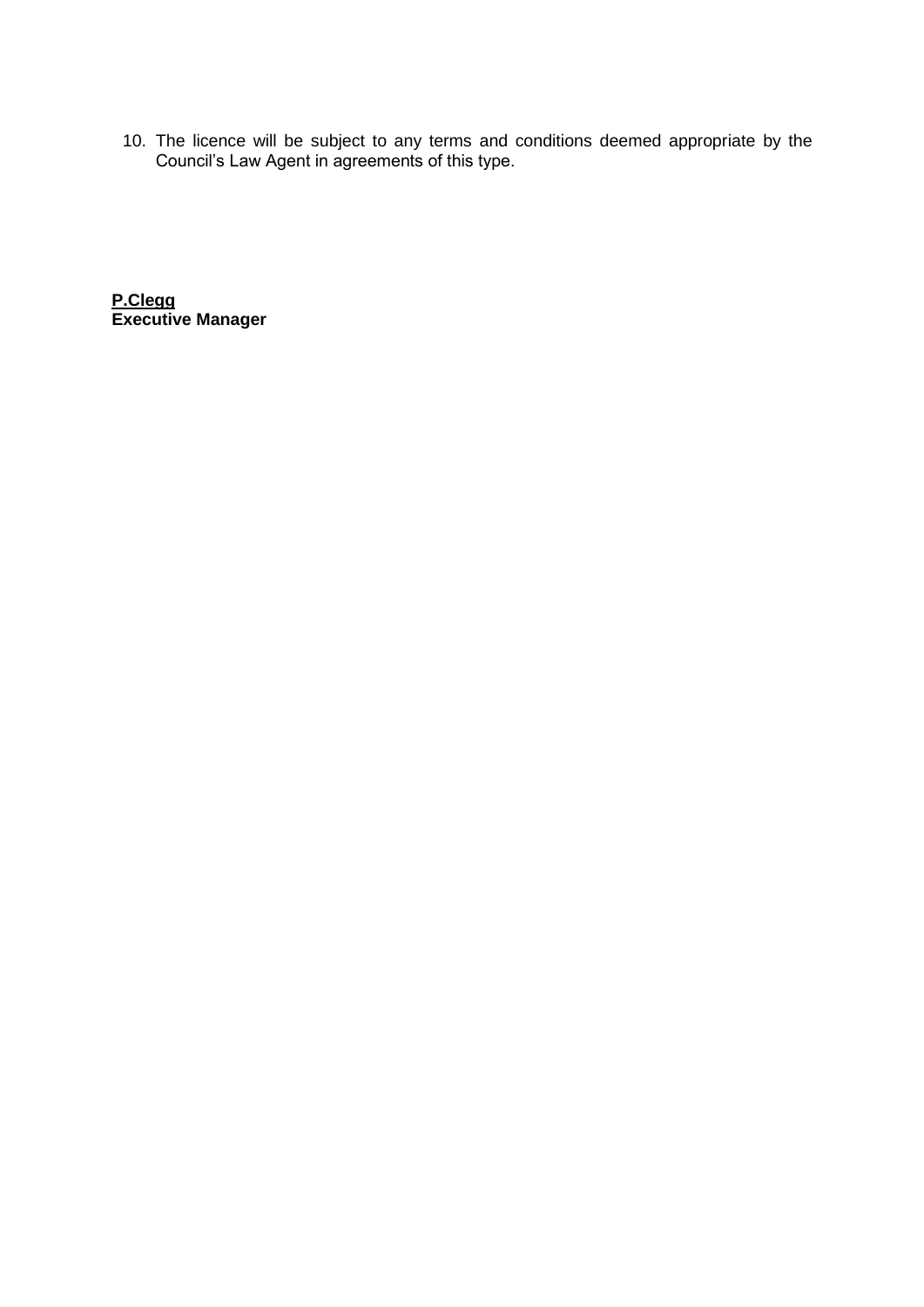10. The licence will be subject to any terms and conditions deemed appropriate by the Council's Law Agent in agreements of this type.

**P.Clegg**
**Executive Manager**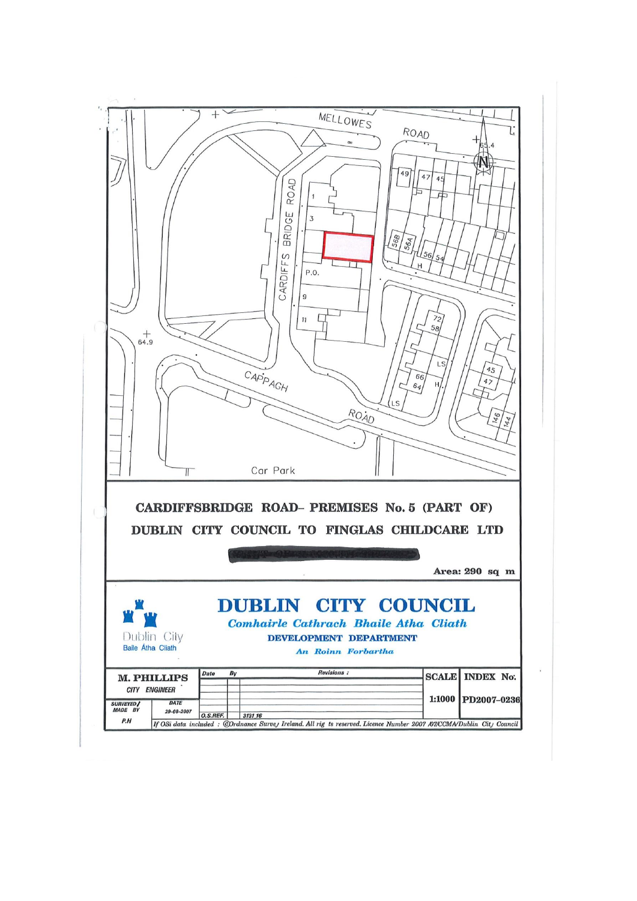MELLOWES ROAD

CARDIFFS BRIDGE ROAD

CAPPAGH ROAD

Car Park

64.9

65.4

N

**CARDIFFSBRIDGE ROAD– PREMISES No. 5 (PART OF)**

**DUBLIN CITY COUNCIL TO FINGLAS CHILDCARE LTD**

**Area: 290 sq m**

**DUBLIN CITY COUNCIL**

***Comhairle Cathrach Bhaile Atha Cliath***

**DEVELOPMENT DEPARTMENT**

***An Roinn Forbartha***

Dublin City
Baile Átha Cliath

| | | | | | |
|---|---|---|---|---|---|
| **M. PHILLIPS** *CITY ENGINEER* | Date | By | Revisions : | **SCALE** | **INDEX No.** |
| SURVEYED / MADE BY: P.H | DATE: 29-08-2007 | O.S.REF. | 3131 16 | 1:1000 | PD2007-0236 |

*If OSi data included : ©Ordnance Survey Ireland. All rights reserved. Licence Number 2007 /07/CCMA/Dublin City Council*